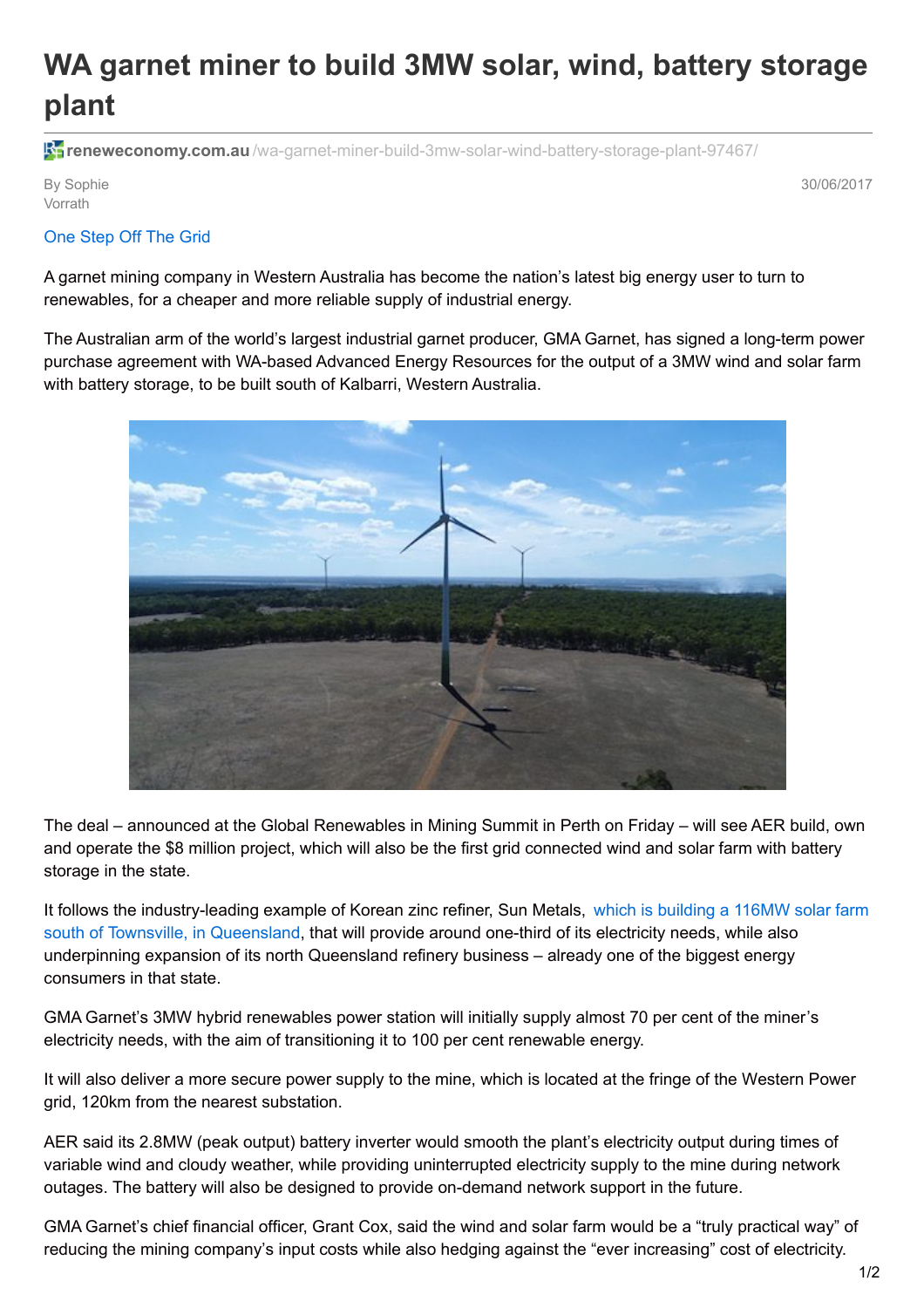# WA garnet miner to build 3MW solar, wind, battery storage plant

reneweconomy.com.au /wa-garnet-miner-build-3mw-solar-wind-battery-storage-plant-97467/

By Sophie Vorrath

30/06/2017

One Step Off The Grid

A garnet mining company in Western Australia has become the nation's latest big energy user to turn to renewables, for a cheaper and more reliable supply of industrial energy.

The Australian arm of the world's largest industrial garnet producer, GMA Garnet, has signed a long-term power purchase agreement with WA-based Advanced Energy Resources for the output of a 3MW wind and solar farm with battery storage, to be built south of Kalbarri, Western Australia.

The deal – announced at the Global Renewables in Mining Summit in Perth on Friday – will see AER build, own and operate the $8 million project, which will also be the first grid connected wind and solar farm with battery storage in the state.

It follows the industry-leading example of Korean zinc refiner, Sun Metals, which is building a 116MW solar farm south of Townsville, in Queensland, that will provide around one-third of its electricity needs, while also underpinning expansion of its north Queensland refinery business – already one of the biggest energy consumers in that state.

GMA Garnet's 3MW hybrid renewables power station will initially supply almost 70 per cent of the miner's electricity needs, with the aim of transitioning it to 100 per cent renewable energy.

It will also deliver a more secure power supply to the mine, which is located at the fringe of the Western Power grid, 120km from the nearest substation.

AER said its 2.8MW (peak output) battery inverter would smooth the plant's electricity output during times of variable wind and cloudy weather, while providing uninterrupted electricity supply to the mine during network outages. The battery will also be designed to provide on-demand network support in the future.

GMA Garnet's chief financial officer, Grant Cox, said the wind and solar farm would be a "truly practical way" of reducing the mining company's input costs while also hedging against the "ever increasing" cost of electricity.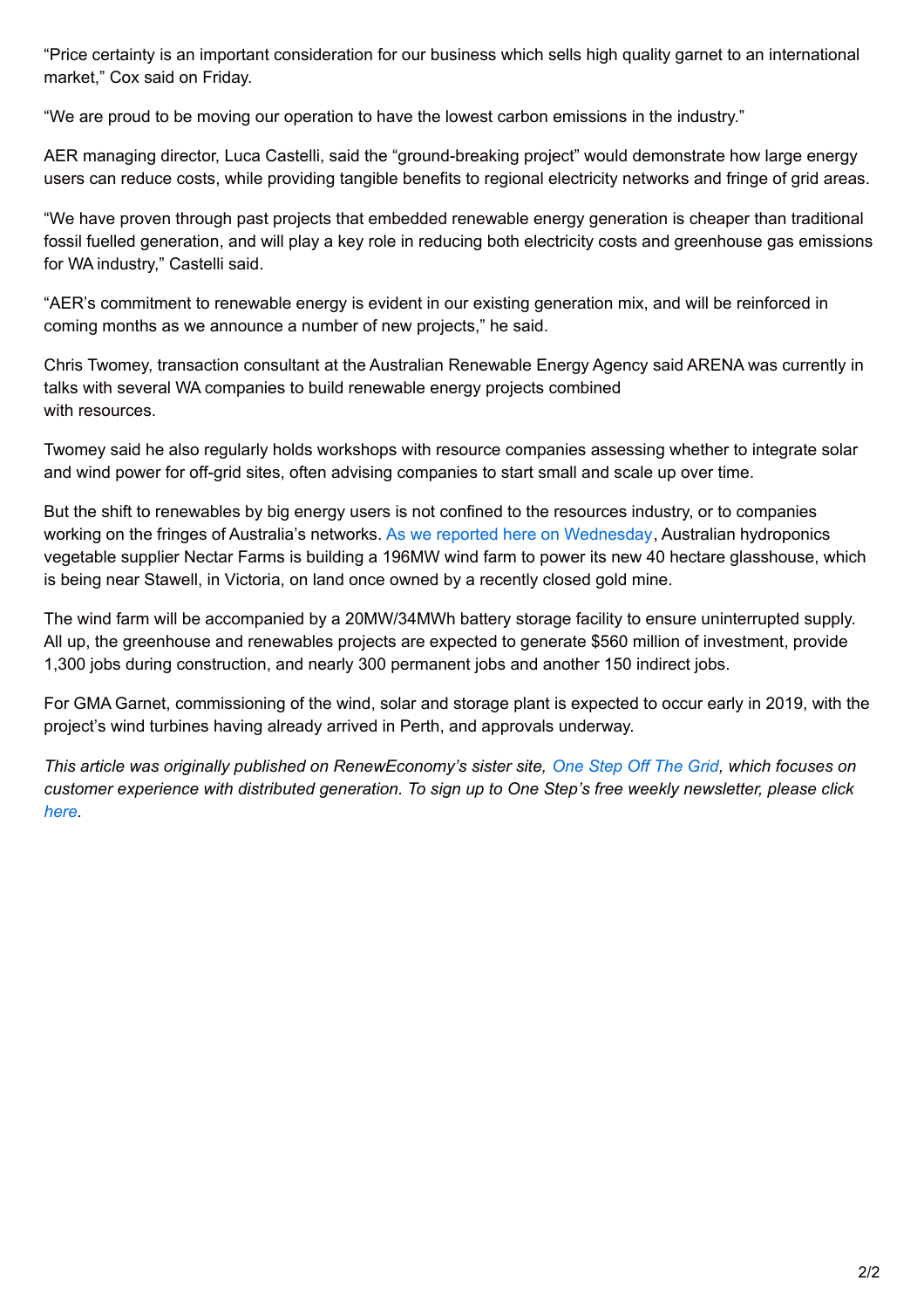"Price certainty is an important consideration for our business which sells high quality garnet to an international market," Cox said on Friday.

"We are proud to be moving our operation to have the lowest carbon emissions in the industry."

AER managing director, Luca Castelli, said the "ground-breaking project" would demonstrate how large energy users can reduce costs, while providing tangible benefits to regional electricity networks and fringe of grid areas.

"We have proven through past projects that embedded renewable energy generation is cheaper than traditional fossil fuelled generation, and will play a key role in reducing both electricity costs and greenhouse gas emissions for WA industry," Castelli said.

"AER's commitment to renewable energy is evident in our existing generation mix, and will be reinforced in coming months as we announce a number of new projects," he said.

Chris Twomey, transaction consultant at the Australian Renewable Energy Agency said ARENA was currently in talks with several WA companies to build renewable energy projects combined with resources.

Twomey said he also regularly holds workshops with resource companies assessing whether to integrate solar and wind power for off-grid sites, often advising companies to start small and scale up over time.

But the shift to renewables by big energy users is not confined to the resources industry, or to companies working on the fringes of Australia's networks. As we reported here on Wednesday, Australian hydroponics vegetable supplier Nectar Farms is building a 196MW wind farm to power its new 40 hectare glasshouse, which is being near Stawell, in Victoria, on land once owned by a recently closed gold mine.

The wind farm will be accompanied by a 20MW/34MWh battery storage facility to ensure uninterrupted supply. All up, the greenhouse and renewables projects are expected to generate $560 million of investment, provide 1,300 jobs during construction, and nearly 300 permanent jobs and another 150 indirect jobs.

For GMA Garnet, commissioning of the wind, solar and storage plant is expected to occur early in 2019, with the project's wind turbines having already arrived in Perth, and approvals underway.

*This article was originally published on RenewEconomy's sister site, One Step Off The Grid, which focuses on customer experience with distributed generation. To sign up to One Step's free weekly newsletter, please click here.*